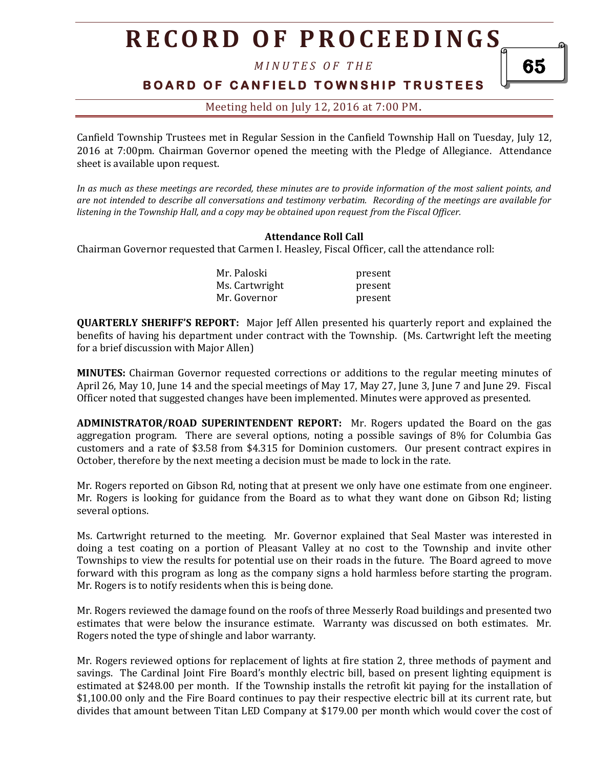Canfield Township Trustees met in Regular Session in the Canfield Township Hall on Tuesday, July 12, 2016 at 7:00pm. Chairman Governor opened the meeting with the Pledge of Allegiance. Attendance sheet is available upon request.

*In as much as these meetings are recorded, these minutes are to provide information of the most salient points, and are not intended to describe all conversations and testimony verbatim. Recording of the meetings are available for listening in the Township Hall, and a copy may be obtained upon request from the Fiscal Officer.*

**Attendance Roll Call**

Chairman Governor requested that Carmen I. Heasley, Fiscal Officer, call the attendance roll:

| | |
|---|---|
| Mr. Paloski | present |
| Ms. Cartwright | present |
| Mr. Governor | present |

**QUARTERLY SHERIFF'S REPORT:** Major Jeff Allen presented his quarterly report and explained the benefits of having his department under contract with the Township. (Ms. Cartwright left the meeting for a brief discussion with Major Allen)

**MINUTES:** Chairman Governor requested corrections or additions to the regular meeting minutes of April 26, May 10, June 14 and the special meetings of May 17, May 27, June 3, June 7 and June 29. Fiscal Officer noted that suggested changes have been implemented. Minutes were approved as presented.

**ADMINISTRATOR/ROAD SUPERINTENDENT REPORT:** Mr. Rogers updated the Board on the gas aggregation program. There are several options, noting a possible savings of 8% for Columbia Gas customers and a rate of $3.58 from $4.315 for Dominion customers. Our present contract expires in October, therefore by the next meeting a decision must be made to lock in the rate.

Mr. Rogers reported on Gibson Rd, noting that at present we only have one estimate from one engineer. Mr. Rogers is looking for guidance from the Board as to what they want done on Gibson Rd; listing several options.

Ms. Cartwright returned to the meeting. Mr. Governor explained that Seal Master was interested in doing a test coating on a portion of Pleasant Valley at no cost to the Township and invite other Townships to view the results for potential use on their roads in the future. The Board agreed to move forward with this program as long as the company signs a hold harmless before starting the program. Mr. Rogers is to notify residents when this is being done.

Mr. Rogers reviewed the damage found on the roofs of three Messerly Road buildings and presented two estimates that were below the insurance estimate. Warranty was discussed on both estimates. Mr. Rogers noted the type of shingle and labor warranty.

Mr. Rogers reviewed options for replacement of lights at fire station 2, three methods of payment and savings. The Cardinal Joint Fire Board's monthly electric bill, based on present lighting equipment is estimated at $248.00 per month. If the Township installs the retrofit kit paying for the installation of $1,100.00 only and the Fire Board continues to pay their respective electric bill at its current rate, but divides that amount between Titan LED Company at $179.00 per month which would cover the cost of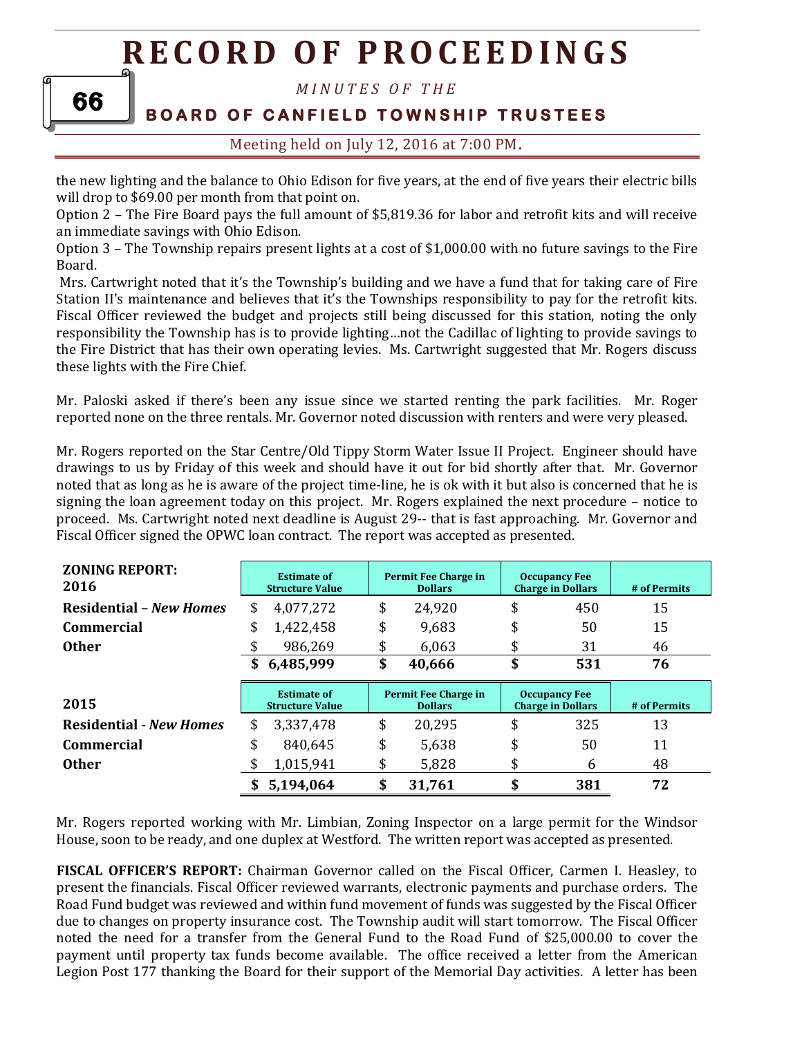the new lighting and the balance to Ohio Edison for five years, at the end of five years their electric bills will drop to $69.00 per month from that point on.

Option 2 – The Fire Board pays the full amount of $5,819.36 for labor and retrofit kits and will receive an immediate savings with Ohio Edison.

Option 3 – The Township repairs present lights at a cost of $1,000.00 with no future savings to the Fire Board.

Mrs. Cartwright noted that it's the Township's building and we have a fund that for taking care of Fire Station II's maintenance and believes that it's the Townships responsibility to pay for the retrofit kits. Fiscal Officer reviewed the budget and projects still being discussed for this station, noting the only responsibility the Township has is to provide lighting…not the Cadillac of lighting to provide savings to the Fire District that has their own operating levies. Ms. Cartwright suggested that Mr. Rogers discuss these lights with the Fire Chief.

Mr. Paloski asked if there's been any issue since we started renting the park facilities. Mr. Roger reported none on the three rentals. Mr. Governor noted discussion with renters and were very pleased.

Mr. Rogers reported on the Star Centre/Old Tippy Storm Water Issue II Project. Engineer should have drawings to us by Friday of this week and should have it out for bid shortly after that. Mr. Governor noted that as long as he is aware of the project time-line, he is ok with it but also is concerned that he is signing the loan agreement today on this project. Mr. Rogers explained the next procedure – notice to proceed. Ms. Cartwright noted next deadline is August 29-- that is fast approaching. Mr. Governor and Fiscal Officer signed the OPWC loan contract. The report was accepted as presented.

| **ZONING REPORT: 2016** | Estimate of Structure Value | Permit Fee Charge in Dollars | Occupancy Fee Charge in Dollars | # of Permits |
|---|---|---|---|---|
| **Residential** – ***New Homes*** | $ 4,077,272 | $ 24,920 | $ 450 | 15 |
| **Commercial** | $ 1,422,458 | $ 9,683 | $ 50 | 15 |
| **Other** | $ 986,269 | $ 6,063 | $ 31 | 46 |
| | **$ 6,485,999** | **$ 40,666** | **$ 531** | **76** |

| **2015** | Estimate of Structure Value | Permit Fee Charge in Dollars | Occupancy Fee Charge in Dollars | # of Permits |
|---|---|---|---|---|
| **Residential** - ***New Homes*** | $ 3,337,478 | $ 20,295 | $ 325 | 13 |
| **Commercial** | $ 840,645 | $ 5,638 | $ 50 | 11 |
| **Other** | $ 1,015,941 | $ 5,828 | $ 6 | 48 |
| | **$ 5,194,064** | **$ 31,761** | **$ 381** | **72** |

Mr. Rogers reported working with Mr. Limbian, Zoning Inspector on a large permit for the Windsor House, soon to be ready, and one duplex at Westford. The written report was accepted as presented.

**FISCAL OFFICER'S REPORT:** Chairman Governor called on the Fiscal Officer, Carmen I. Heasley, to present the financials. Fiscal Officer reviewed warrants, electronic payments and purchase orders. The Road Fund budget was reviewed and within fund movement of funds was suggested by the Fiscal Officer due to changes on property insurance cost. The Township audit will start tomorrow. The Fiscal Officer noted the need for a transfer from the General Fund to the Road Fund of $25,000.00 to cover the payment until property tax funds become available. The office received a letter from the American Legion Post 177 thanking the Board for their support of the Memorial Day activities. A letter has been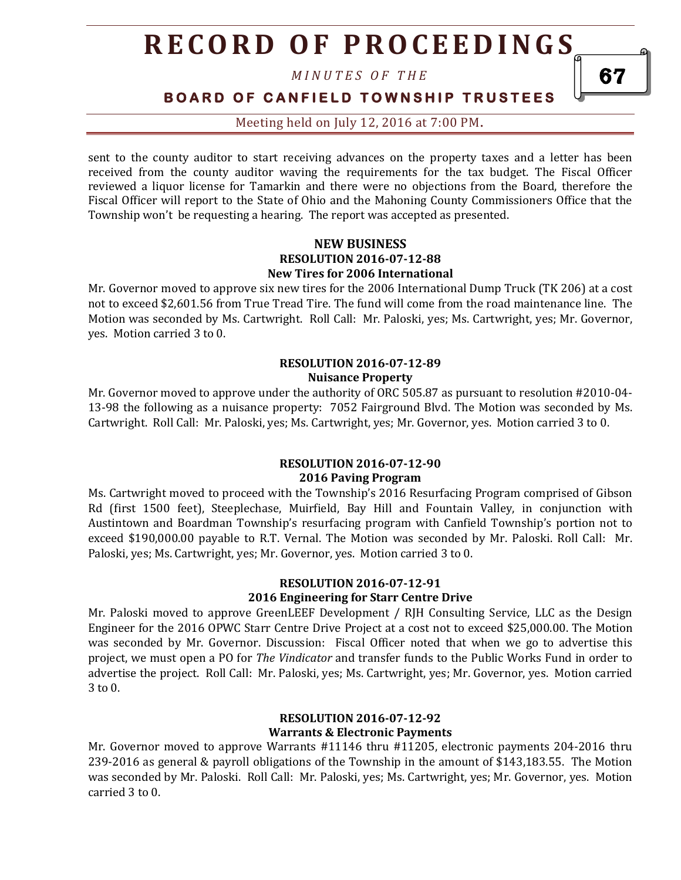sent to the county auditor to start receiving advances on the property taxes and a letter has been received from the county auditor waving the requirements for the tax budget. The Fiscal Officer reviewed a liquor license for Tamarkin and there were no objections from the Board, therefore the Fiscal Officer will report to the State of Ohio and the Mahoning County Commissioners Office that the Township won't be requesting a hearing. The report was accepted as presented.

## NEW BUSINESS

### RESOLUTION 2016-07-12-88
### New Tires for 2006 International

Mr. Governor moved to approve six new tires for the 2006 International Dump Truck (TK 206) at a cost not to exceed $2,601.56 from True Tread Tire. The fund will come from the road maintenance line. The Motion was seconded by Ms. Cartwright. Roll Call: Mr. Paloski, yes; Ms. Cartwright, yes; Mr. Governor, yes. Motion carried 3 to 0.

### RESOLUTION 2016-07-12-89
### Nuisance Property

Mr. Governor moved to approve under the authority of ORC 505.87 as pursuant to resolution #2010-04-13-98 the following as a nuisance property: 7052 Fairground Blvd. The Motion was seconded by Ms. Cartwright. Roll Call: Mr. Paloski, yes; Ms. Cartwright, yes; Mr. Governor, yes. Motion carried 3 to 0.

### RESOLUTION 2016-07-12-90
### 2016 Paving Program

Ms. Cartwright moved to proceed with the Township's 2016 Resurfacing Program comprised of Gibson Rd (first 1500 feet), Steeplechase, Muirfield, Bay Hill and Fountain Valley, in conjunction with Austintown and Boardman Township's resurfacing program with Canfield Township's portion not to exceed $190,000.00 payable to R.T. Vernal. The Motion was seconded by Mr. Paloski. Roll Call: Mr. Paloski, yes; Ms. Cartwright, yes; Mr. Governor, yes. Motion carried 3 to 0.

### RESOLUTION 2016-07-12-91
### 2016 Engineering for Starr Centre Drive

Mr. Paloski moved to approve GreenLEEF Development / RJH Consulting Service, LLC as the Design Engineer for the 2016 OPWC Starr Centre Drive Project at a cost not to exceed $25,000.00. The Motion was seconded by Mr. Governor. Discussion: Fiscal Officer noted that when we go to advertise this project, we must open a PO for *The Vindicator* and transfer funds to the Public Works Fund in order to advertise the project. Roll Call: Mr. Paloski, yes; Ms. Cartwright, yes; Mr. Governor, yes. Motion carried 3 to 0.

### RESOLUTION 2016-07-12-92
### Warrants & Electronic Payments

Mr. Governor moved to approve Warrants #11146 thru #11205, electronic payments 204-2016 thru 239-2016 as general & payroll obligations of the Township in the amount of $143,183.55. The Motion was seconded by Mr. Paloski. Roll Call: Mr. Paloski, yes; Ms. Cartwright, yes; Mr. Governor, yes. Motion carried 3 to 0.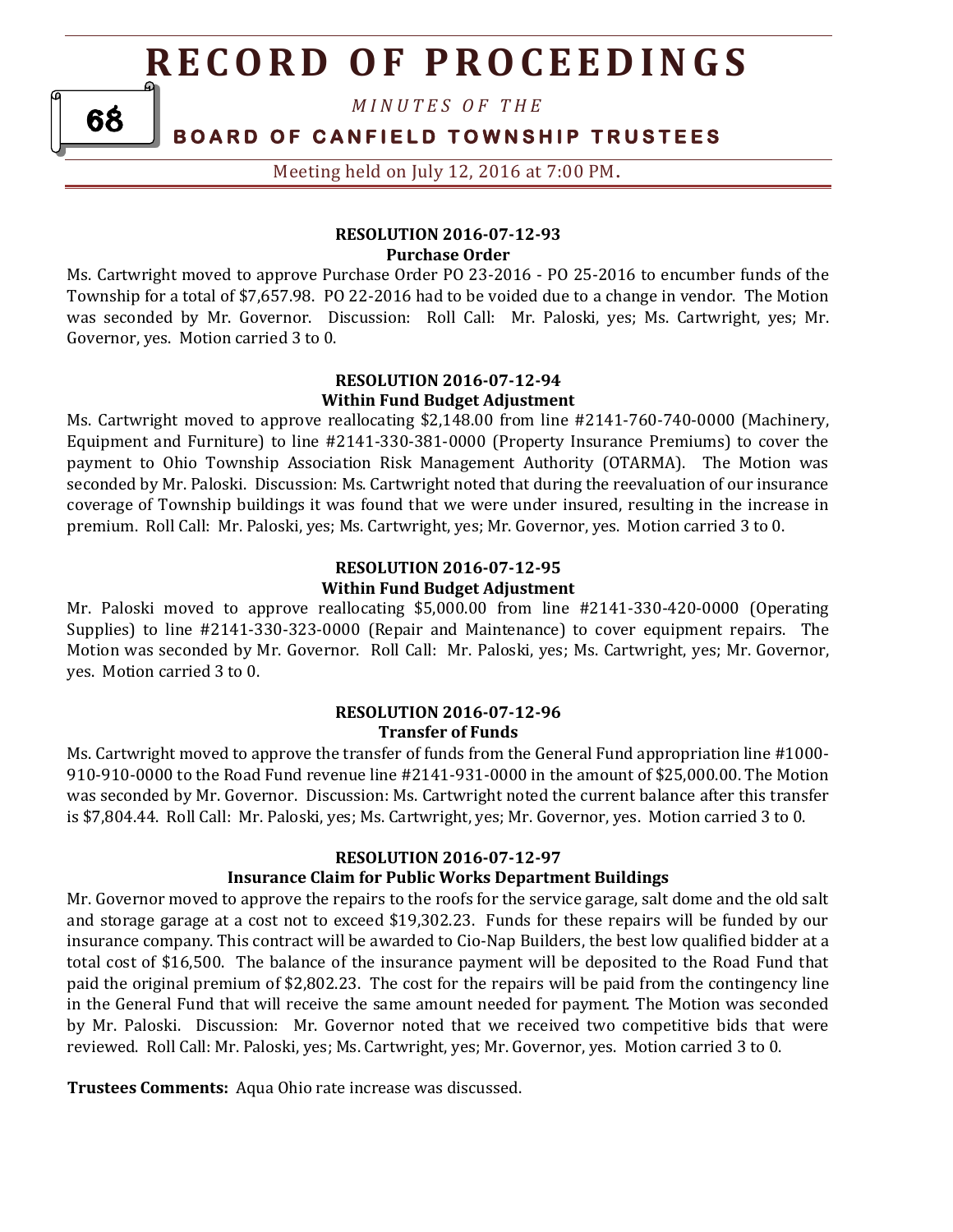**RESOLUTION 2016-07-12-93**
**Purchase Order**

Ms. Cartwright moved to approve Purchase Order PO 23-2016 - PO 25-2016 to encumber funds of the Township for a total of $7,657.98. PO 22-2016 had to be voided due to a change in vendor. The Motion was seconded by Mr. Governor. Discussion: Roll Call: Mr. Paloski, yes; Ms. Cartwright, yes; Mr. Governor, yes. Motion carried 3 to 0.

**RESOLUTION 2016-07-12-94**
**Within Fund Budget Adjustment**

Ms. Cartwright moved to approve reallocating $2,148.00 from line #2141-760-740-0000 (Machinery, Equipment and Furniture) to line #2141-330-381-0000 (Property Insurance Premiums) to cover the payment to Ohio Township Association Risk Management Authority (OTARMA). The Motion was seconded by Mr. Paloski. Discussion: Ms. Cartwright noted that during the reevaluation of our insurance coverage of Township buildings it was found that we were under insured, resulting in the increase in premium. Roll Call: Mr. Paloski, yes; Ms. Cartwright, yes; Mr. Governor, yes. Motion carried 3 to 0.

**RESOLUTION 2016-07-12-95**
**Within Fund Budget Adjustment**

Mr. Paloski moved to approve reallocating $5,000.00 from line #2141-330-420-0000 (Operating Supplies) to line #2141-330-323-0000 (Repair and Maintenance) to cover equipment repairs. The Motion was seconded by Mr. Governor. Roll Call: Mr. Paloski, yes; Ms. Cartwright, yes; Mr. Governor, yes. Motion carried 3 to 0.

**RESOLUTION 2016-07-12-96**
**Transfer of Funds**

Ms. Cartwright moved to approve the transfer of funds from the General Fund appropriation line #1000-910-910-0000 to the Road Fund revenue line #2141-931-0000 in the amount of $25,000.00. The Motion was seconded by Mr. Governor. Discussion: Ms. Cartwright noted the current balance after this transfer is $7,804.44. Roll Call: Mr. Paloski, yes; Ms. Cartwright, yes; Mr. Governor, yes. Motion carried 3 to 0.

**RESOLUTION 2016-07-12-97**
**Insurance Claim for Public Works Department Buildings**

Mr. Governor moved to approve the repairs to the roofs for the service garage, salt dome and the old salt and storage garage at a cost not to exceed $19,302.23. Funds for these repairs will be funded by our insurance company. This contract will be awarded to Cio-Nap Builders, the best low qualified bidder at a total cost of $16,500. The balance of the insurance payment will be deposited to the Road Fund that paid the original premium of $2,802.23. The cost for the repairs will be paid from the contingency line in the General Fund that will receive the same amount needed for payment. The Motion was seconded by Mr. Paloski. Discussion: Mr. Governor noted that we received two competitive bids that were reviewed. Roll Call: Mr. Paloski, yes; Ms. Cartwright, yes; Mr. Governor, yes. Motion carried 3 to 0.

**Trustees Comments:** Aqua Ohio rate increase was discussed.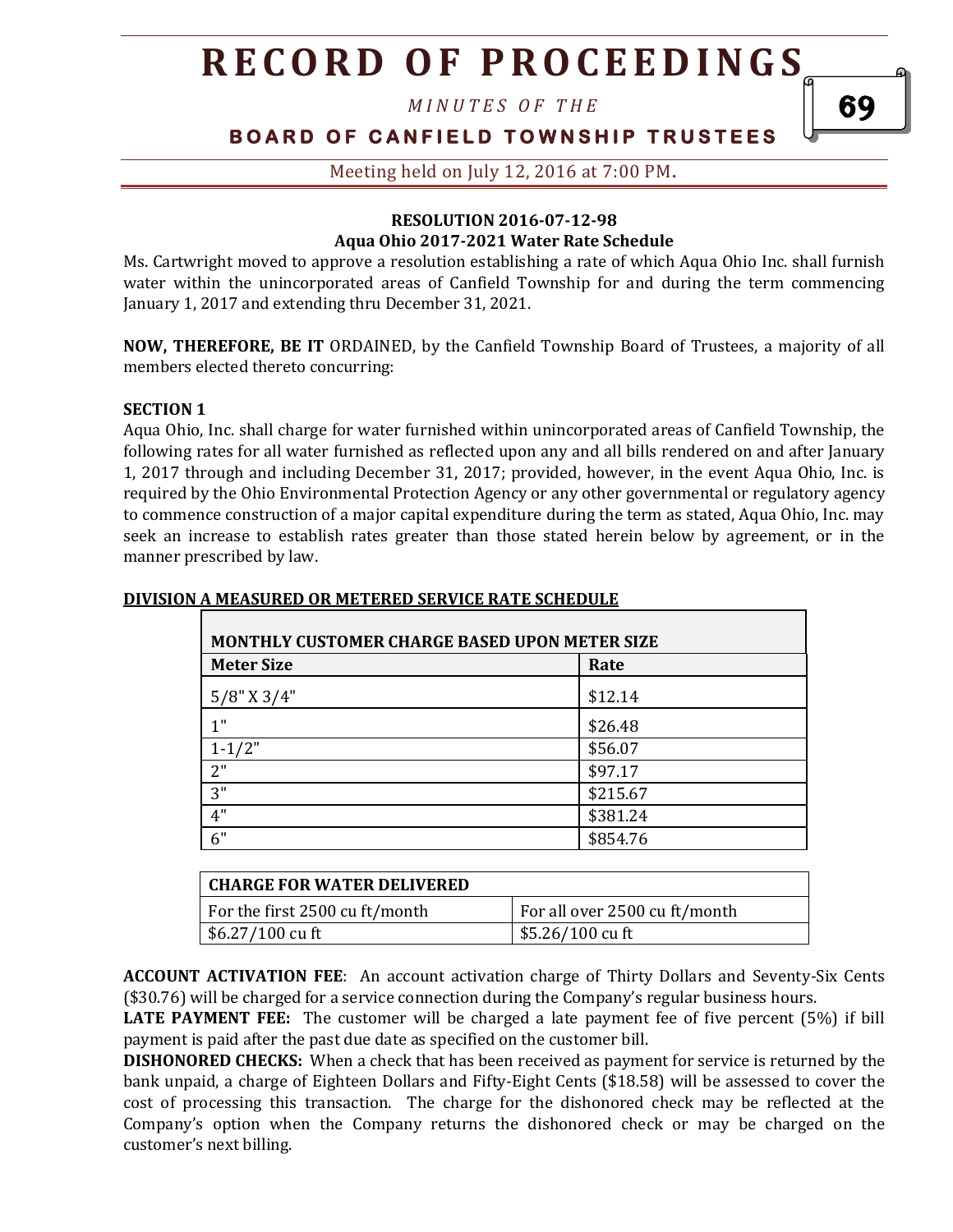**RESOLUTION 2016-07-12-98**
**Aqua Ohio 2017-2021 Water Rate Schedule**

Ms. Cartwright moved to approve a resolution establishing a rate of which Aqua Ohio Inc. shall furnish water within the unincorporated areas of Canfield Township for and during the term commencing January 1, 2017 and extending thru December 31, 2021.

**NOW, THEREFORE, BE IT** ORDAINED, by the Canfield Township Board of Trustees, a majority of all members elected thereto concurring:

**SECTION 1**

Aqua Ohio, Inc. shall charge for water furnished within unincorporated areas of Canfield Township, the following rates for all water furnished as reflected upon any and all bills rendered on and after January 1, 2017 through and including December 31, 2017; provided, however, in the event Aqua Ohio, Inc. is required by the Ohio Environmental Protection Agency or any other governmental or regulatory agency to commence construction of a major capital expenditure during the term as stated, Aqua Ohio, Inc. may seek an increase to establish rates greater than those stated herein below by agreement, or in the manner prescribed by law.

**DIVISION A MEASURED OR METERED SERVICE RATE SCHEDULE**

| MONTHLY CUSTOMER CHARGE BASED UPON METER SIZE | |
|---|---|
| **Meter Size** | **Rate** |
| 5/8" X 3/4" | $12.14 |
| 1" | $26.48 |
| 1-1/2" | $56.07 |
| 2" | $97.17 |
| 3" | $215.67 |
| 4" | $381.24 |
| 6" | $854.76 |

| CHARGE FOR WATER DELIVERED | |
|---|---|
| For the first 2500 cu ft/month | For all over 2500 cu ft/month |
| $6.27/100 cu ft | $5.26/100 cu ft |

**ACCOUNT ACTIVATION FEE**: An account activation charge of Thirty Dollars and Seventy-Six Cents ($30.76) will be charged for a service connection during the Company's regular business hours.

**LATE PAYMENT FEE:** The customer will be charged a late payment fee of five percent (5%) if bill payment is paid after the past due date as specified on the customer bill.

**DISHONORED CHECKS:** When a check that has been received as payment for service is returned by the bank unpaid, a charge of Eighteen Dollars and Fifty-Eight Cents ($18.58) will be assessed to cover the cost of processing this transaction. The charge for the dishonored check may be reflected at the Company's option when the Company returns the dishonored check or may be charged on the customer's next billing.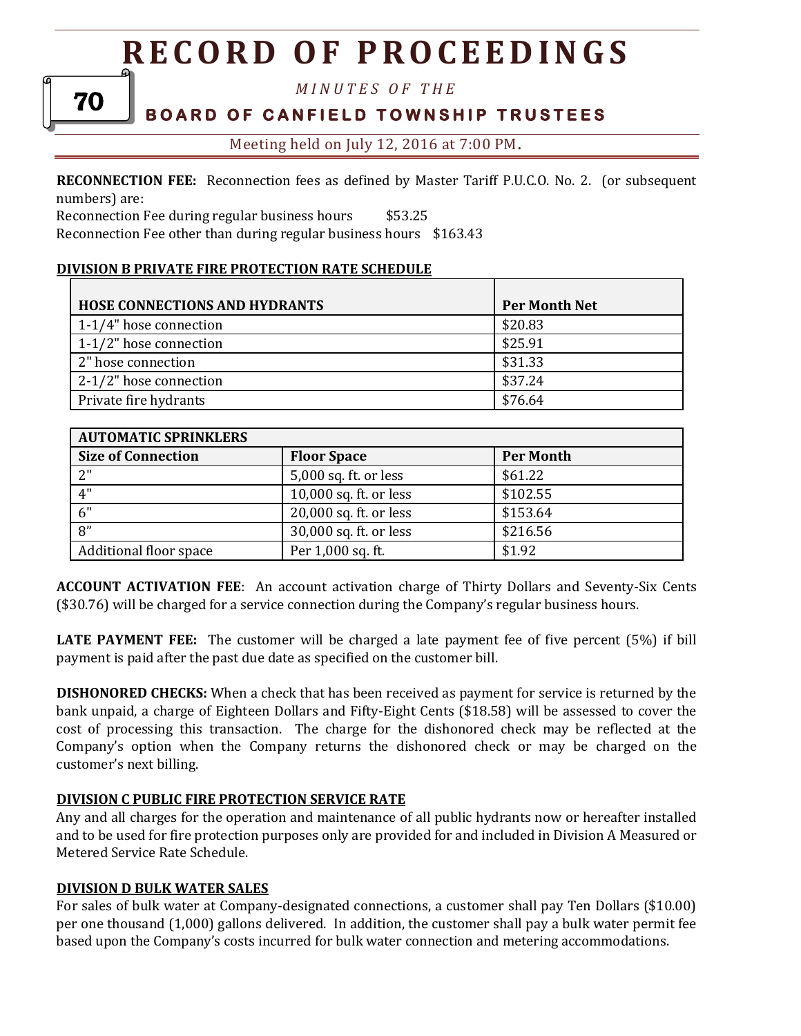**RECONNECTION FEE:** Reconnection fees as defined by Master Tariff P.U.C.O. No. 2. (or subsequent numbers) are:
Reconnection Fee during regular business hours $53.25
Reconnection Fee other than during regular business hours $163.43

**DIVISION B PRIVATE FIRE PROTECTION RATE SCHEDULE**

| HOSE CONNECTIONS AND HYDRANTS | Per Month Net |
|---|---|
| 1-1/4" hose connection | $20.83 |
| 1-1/2" hose connection | $25.91 |
| 2" hose connection | $31.33 |
| 2-1/2" hose connection | $37.24 |
| Private fire hydrants | $76.64 |

| AUTOMATIC SPRINKLERS | | |
|---|---|---|
| **Size of Connection** | **Floor Space** | **Per Month** |
| 2" | 5,000 sq. ft. or less | $61.22 |
| 4" | 10,000 sq. ft. or less | $102.55 |
| 6" | 20,000 sq. ft. or less | $153.64 |
| 8" | 30,000 sq. ft. or less | $216.56 |
| Additional floor space | Per 1,000 sq. ft. | $1.92 |

**ACCOUNT ACTIVATION FEE**: An account activation charge of Thirty Dollars and Seventy-Six Cents ($30.76) will be charged for a service connection during the Company's regular business hours.

**LATE PAYMENT FEE:** The customer will be charged a late payment fee of five percent (5%) if bill payment is paid after the past due date as specified on the customer bill.

**DISHONORED CHECKS:** When a check that has been received as payment for service is returned by the bank unpaid, a charge of Eighteen Dollars and Fifty-Eight Cents ($18.58) will be assessed to cover the cost of processing this transaction. The charge for the dishonored check may be reflected at the Company's option when the Company returns the dishonored check or may be charged on the customer's next billing.

**DIVISION C PUBLIC FIRE PROTECTION SERVICE RATE**

Any and all charges for the operation and maintenance of all public hydrants now or hereafter installed and to be used for fire protection purposes only are provided for and included in Division A Measured or Metered Service Rate Schedule.

**DIVISION D BULK WATER SALES**

For sales of bulk water at Company-designated connections, a customer shall pay Ten Dollars ($10.00) per one thousand (1,000) gallons delivered. In addition, the customer shall pay a bulk water permit fee based upon the Company's costs incurred for bulk water connection and metering accommodations.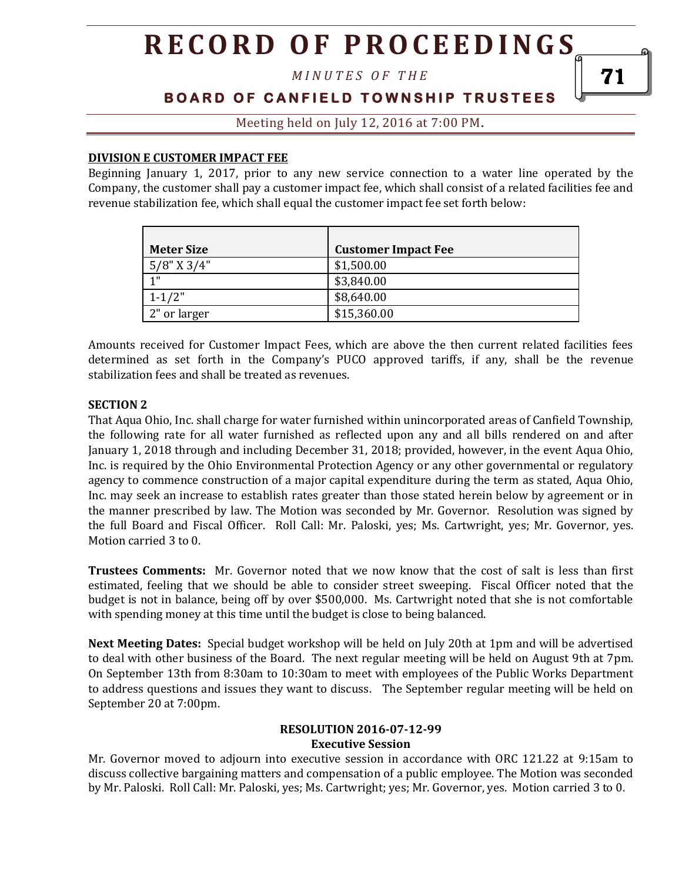**DIVISION E CUSTOMER IMPACT FEE**

Beginning January 1, 2017, prior to any new service connection to a water line operated by the Company, the customer shall pay a customer impact fee, which shall consist of a related facilities fee and revenue stabilization fee, which shall equal the customer impact fee set forth below:

| Meter Size | Customer Impact Fee |
|---|---|
| 5/8" X 3/4" | $1,500.00 |
| 1" | $3,840.00 |
| 1-1/2" | $8,640.00 |
| 2" or larger | $15,360.00 |

Amounts received for Customer Impact Fees, which are above the then current related facilities fees determined as set forth in the Company's PUCO approved tariffs, if any, shall be the revenue stabilization fees and shall be treated as revenues.

**SECTION 2**

That Aqua Ohio, Inc. shall charge for water furnished within unincorporated areas of Canfield Township, the following rate for all water furnished as reflected upon any and all bills rendered on and after January 1, 2018 through and including December 31, 2018; provided, however, in the event Aqua Ohio, Inc. is required by the Ohio Environmental Protection Agency or any other governmental or regulatory agency to commence construction of a major capital expenditure during the term as stated, Aqua Ohio, Inc. may seek an increase to establish rates greater than those stated herein below by agreement or in the manner prescribed by law. The Motion was seconded by Mr. Governor. Resolution was signed by the full Board and Fiscal Officer. Roll Call: Mr. Paloski, yes; Ms. Cartwright, yes; Mr. Governor, yes. Motion carried 3 to 0.

**Trustees Comments:** Mr. Governor noted that we now know that the cost of salt is less than first estimated, feeling that we should be able to consider street sweeping. Fiscal Officer noted that the budget is not in balance, being off by over $500,000. Ms. Cartwright noted that she is not comfortable with spending money at this time until the budget is close to being balanced.

**Next Meeting Dates:** Special budget workshop will be held on July 20th at 1pm and will be advertised to deal with other business of the Board. The next regular meeting will be held on August 9th at 7pm. On September 13th from 8:30am to 10:30am to meet with employees of the Public Works Department to address questions and issues they want to discuss. The September regular meeting will be held on September 20 at 7:00pm.

**RESOLUTION 2016-07-12-99**
**Executive Session**

Mr. Governor moved to adjourn into executive session in accordance with ORC 121.22 at 9:15am to discuss collective bargaining matters and compensation of a public employee. The Motion was seconded by Mr. Paloski. Roll Call: Mr. Paloski, yes; Ms. Cartwright; yes; Mr. Governor, yes. Motion carried 3 to 0.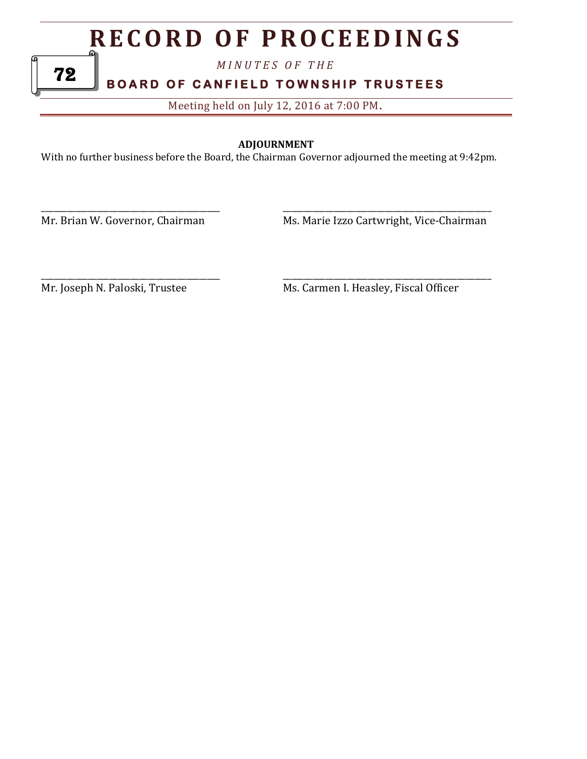**ADJOURNMENT**

With no further business before the Board, the Chairman Governor adjourned the meeting at 9:42pm.

\_\_\_\_\_\_\_\_\_\_\_\_\_\_\_\_\_\_\_\_\_\_\_\_\_\_\_\_\_\_\_\_\_\_\_\_\_\_\_\_

Mr. Brian W. Governor, Chairman

\_\_\_\_\_\_\_\_\_\_\_\_\_\_\_\_\_\_\_\_\_\_\_\_\_\_\_\_\_\_\_\_\_\_\_\_\_\_\_\_

Ms. Marie Izzo Cartwright, Vice-Chairman

\_\_\_\_\_\_\_\_\_\_\_\_\_\_\_\_\_\_\_\_\_\_\_\_\_\_\_\_\_\_\_\_\_\_\_\_\_\_\_\_

Mr. Joseph N. Paloski, Trustee

\_\_\_\_\_\_\_\_\_\_\_\_\_\_\_\_\_\_\_\_\_\_\_\_\_\_\_\_\_\_\_\_\_\_\_\_\_\_\_\_

Ms. Carmen I. Heasley, Fiscal Officer